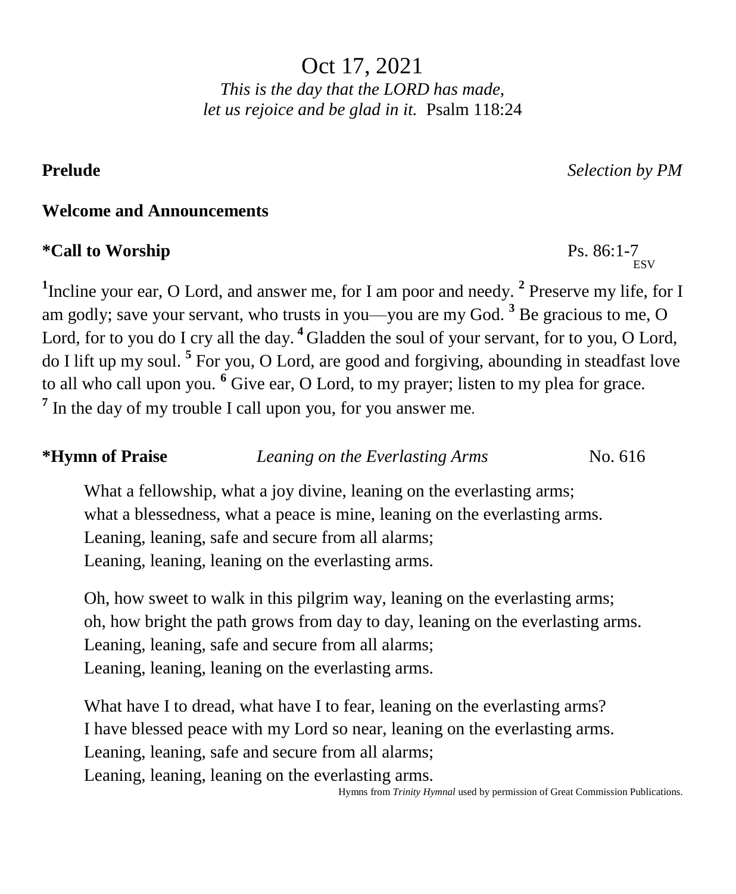# Oct 17, 2021

*This is the day that the LORD has made, let us rejoice and be glad in it.* Psalm 118:24

**Prelude** *Selection by PM*

**Welcome and Announcements**

**\*Call to Worship** Ps. 86:1-7 ESV

[1]Incline your ear, O Lord, and answer me, for I am poor and needy. [2] Preserve my life, for I am godly; save your servant, who trusts in you—you are my God. [3] Be gracious to me, O Lord, for to you do I cry all the day. [4] Gladden the soul of your servant, for to you, O Lord, do I lift up my soul. [5] For you, O Lord, are good and forgiving, abounding in steadfast love to all who call upon you. [6] Give ear, O Lord, to my prayer; listen to my plea for grace. [7] In the day of my trouble I call upon you, for you answer me.

**\*Hymn of Praise** *Leaning on the Everlasting Arms* No. 616

What a fellowship, what a joy divine, leaning on the everlasting arms;
what a blessedness, what a peace is mine, leaning on the everlasting arms.
Leaning, leaning, safe and secure from all alarms;
Leaning, leaning, leaning on the everlasting arms.

Oh, how sweet to walk in this pilgrim way, leaning on the everlasting arms;
oh, how bright the path grows from day to day, leaning on the everlasting arms.
Leaning, leaning, safe and secure from all alarms;
Leaning, leaning, leaning on the everlasting arms.

What have I to dread, what have I to fear, leaning on the everlasting arms?
I have blessed peace with my Lord so near, leaning on the everlasting arms.
Leaning, leaning, safe and secure from all alarms;
Leaning, leaning, leaning on the everlasting arms.

Hymns from *Trinity Hymnal* used by permission of Great Commission Publications.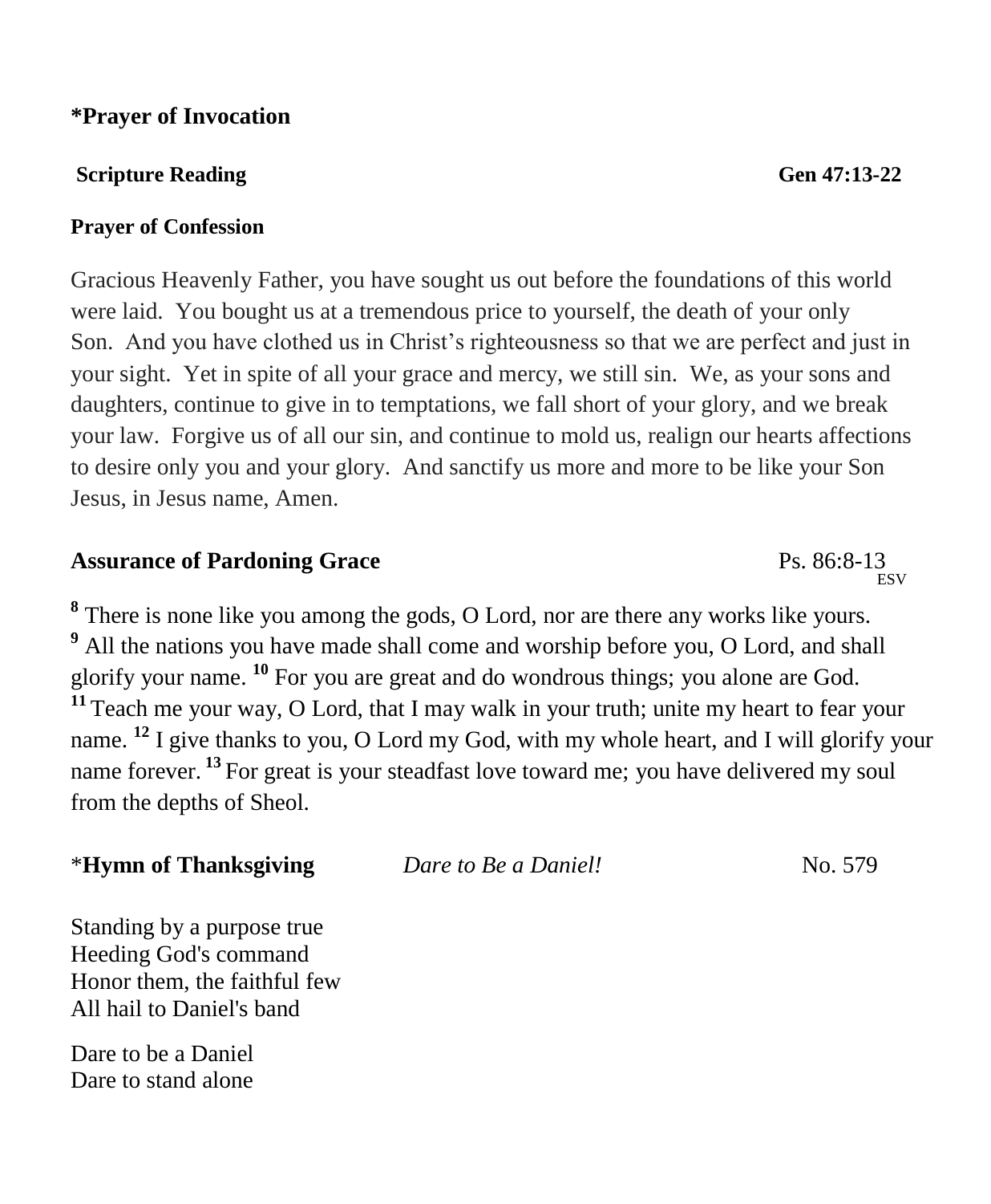**\*Prayer of Invocation**

**Scripture Reading** **Gen 47:13-22**

**Prayer of Confession**

Gracious Heavenly Father, you have sought us out before the foundations of this world were laid. You bought us at a tremendous price to yourself, the death of your only Son. And you have clothed us in Christ's righteousness so that we are perfect and just in your sight. Yet in spite of all your grace and mercy, we still sin. We, as your sons and daughters, continue to give in to temptations, we fall short of your glory, and we break your law. Forgive us of all our sin, and continue to mold us, realign our hearts affections to desire only you and your glory. And sanctify us more and more to be like your Son Jesus, in Jesus name, Amen.

**Assurance of Pardoning Grace** Ps. 86:8-13 ESV

**8** There is none like you among the gods, O Lord, nor are there any works like yours. **9** All the nations you have made shall come and worship before you, O Lord, and shall glorify your name. **10** For you are great and do wondrous things; you alone are God. **11** Teach me your way, O Lord, that I may walk in your truth; unite my heart to fear your name. **12** I give thanks to you, O Lord my God, with my whole heart, and I will glorify your name forever. **13** For great is your steadfast love toward me; you have delivered my soul from the depths of Sheol.

\***Hymn of Thanksgiving** *Dare to Be a Daniel!* No. 579

Standing by a purpose true
Heeding God's command
Honor them, the faithful few
All hail to Daniel's band

Dare to be a Daniel
Dare to stand alone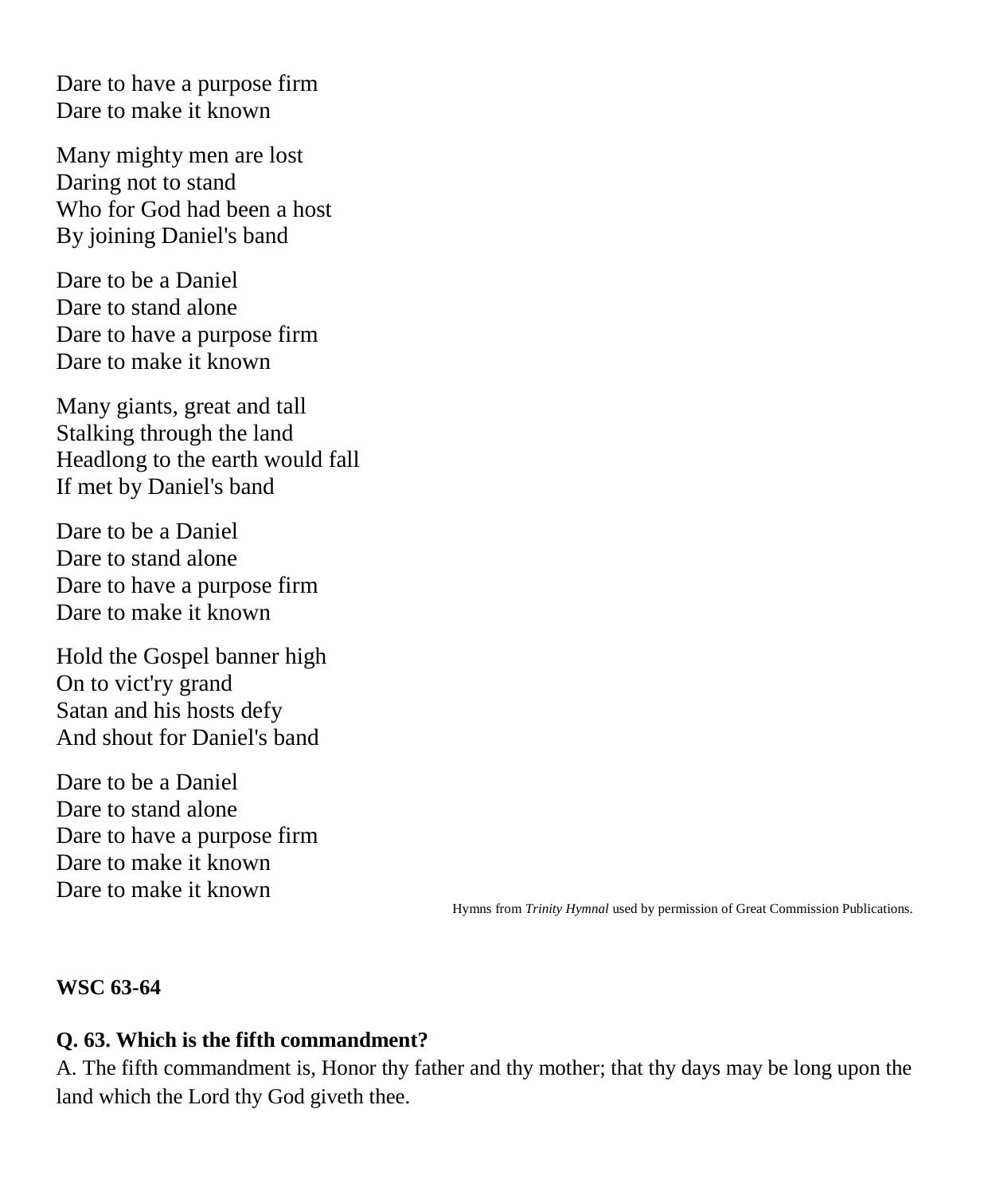Dare to have a purpose firm
Dare to make it known

Many mighty men are lost
Daring not to stand
Who for God had been a host
By joining Daniel's band

Dare to be a Daniel
Dare to stand alone
Dare to have a purpose firm
Dare to make it known

Many giants, great and tall
Stalking through the land
Headlong to the earth would fall
If met by Daniel's band

Dare to be a Daniel
Dare to stand alone
Dare to have a purpose firm
Dare to make it known

Hold the Gospel banner high
On to vict'ry grand
Satan and his hosts defy
And shout for Daniel's band

Dare to be a Daniel
Dare to stand alone
Dare to have a purpose firm
Dare to make it known
Dare to make it known

Hymns from *Trinity Hymnal* used by permission of Great Commission Publications.

**WSC 63-64**

**Q. 63. Which is the fifth commandment?**
A. The fifth commandment is, Honor thy father and thy mother; that thy days may be long upon the land which the Lord thy God giveth thee.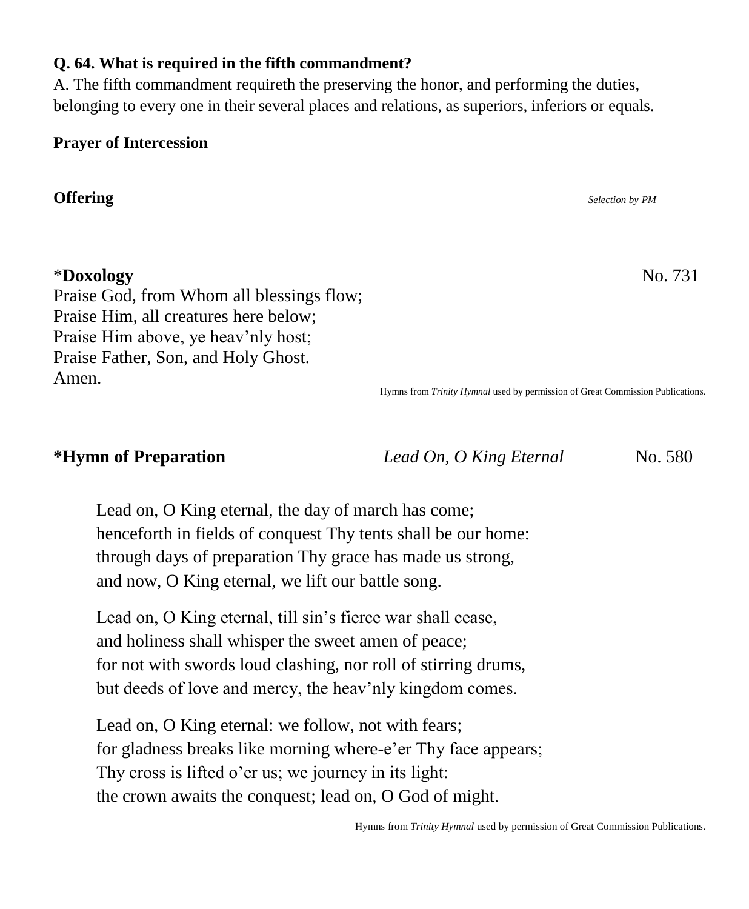**Q. 64. What is required in the fifth commandment?**

A. The fifth commandment requireth the preserving the honor, and performing the duties, belonging to every one in their several places and relations, as superiors, inferiors or equals.

**Prayer of Intercession**

**Offering** *Selection by PM*

\***Doxology** No. 731

Praise God, from Whom all blessings flow;
Praise Him, all creatures here below;
Praise Him above, ye heav'nly host;
Praise Father, Son, and Holy Ghost.
Amen.

Hymns from *Trinity Hymnal* used by permission of Great Commission Publications.

**\*Hymn of Preparation** *Lead On, O King Eternal* No. 580

Lead on, O King eternal, the day of march has come;
henceforth in fields of conquest Thy tents shall be our home:
through days of preparation Thy grace has made us strong,
and now, O King eternal, we lift our battle song.

Lead on, O King eternal, till sin's fierce war shall cease,
and holiness shall whisper the sweet amen of peace;
for not with swords loud clashing, nor roll of stirring drums,
but deeds of love and mercy, the heav'nly kingdom comes.

Lead on, O King eternal: we follow, not with fears;
for gladness breaks like morning where-e'er Thy face appears;
Thy cross is lifted o'er us; we journey in its light:
the crown awaits the conquest; lead on, O God of might.

Hymns from *Trinity Hymnal* used by permission of Great Commission Publications.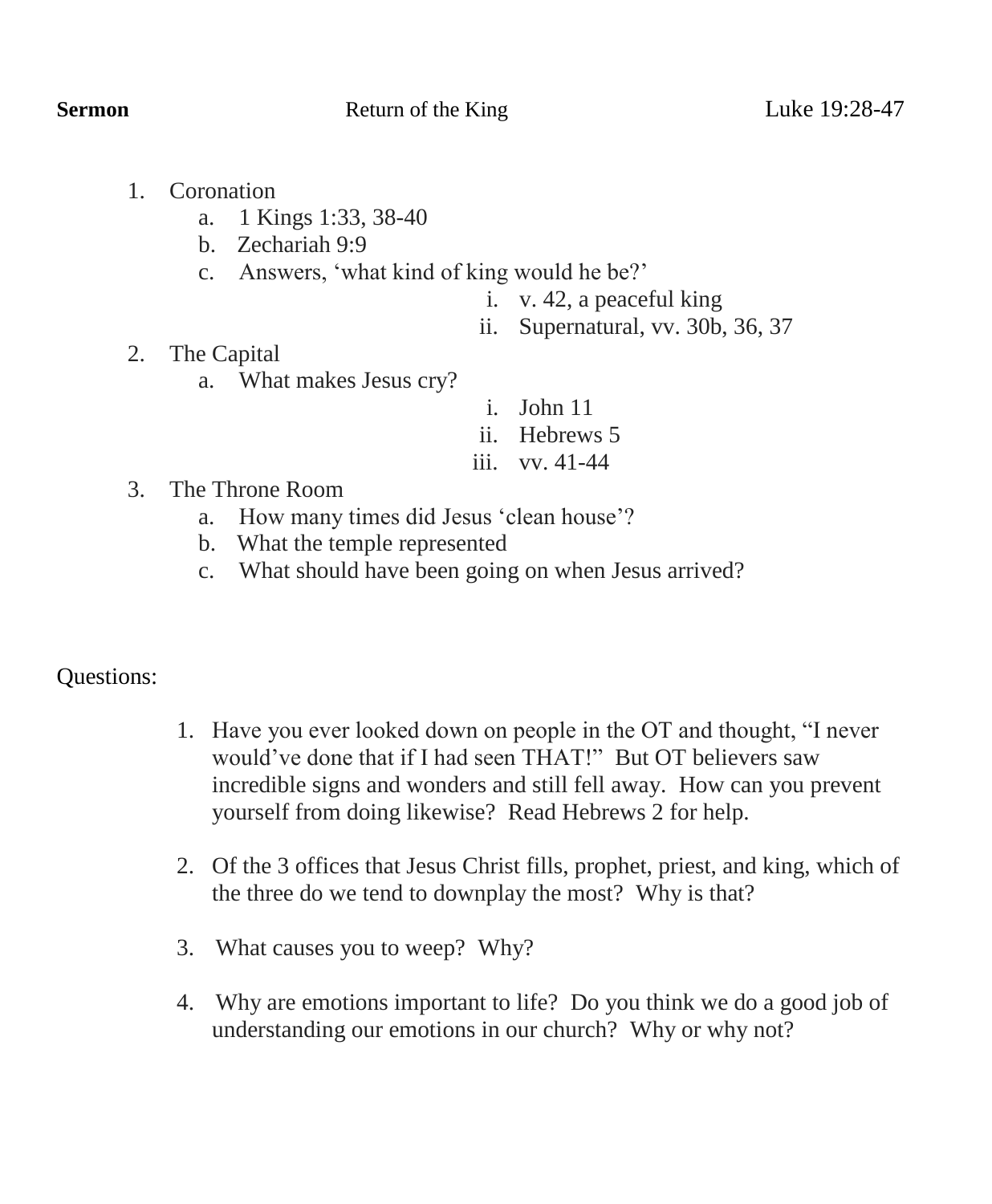**Sermon** Return of the King Luke 19:28-47

1. Coronation
   a. 1 Kings 1:33, 38-40
   b. Zechariah 9:9
   c. Answers, 'what kind of king would he be?'
      i. v. 42, a peaceful king
      ii. Supernatural, vv. 30b, 36, 37
2. The Capital
   a. What makes Jesus cry?
      i. John 11
      ii. Hebrews 5
      iii. vv. 41-44
3. The Throne Room
   a. How many times did Jesus 'clean house'?
   b. What the temple represented
   c. What should have been going on when Jesus arrived?

Questions:

1. Have you ever looked down on people in the OT and thought, "I never would've done that if I had seen THAT!" But OT believers saw incredible signs and wonders and still fell away. How can you prevent yourself from doing likewise? Read Hebrews 2 for help.

2. Of the 3 offices that Jesus Christ fills, prophet, priest, and king, which of the three do we tend to downplay the most? Why is that?

3. What causes you to weep? Why?

4. Why are emotions important to life? Do you think we do a good job of understanding our emotions in our church? Why or why not?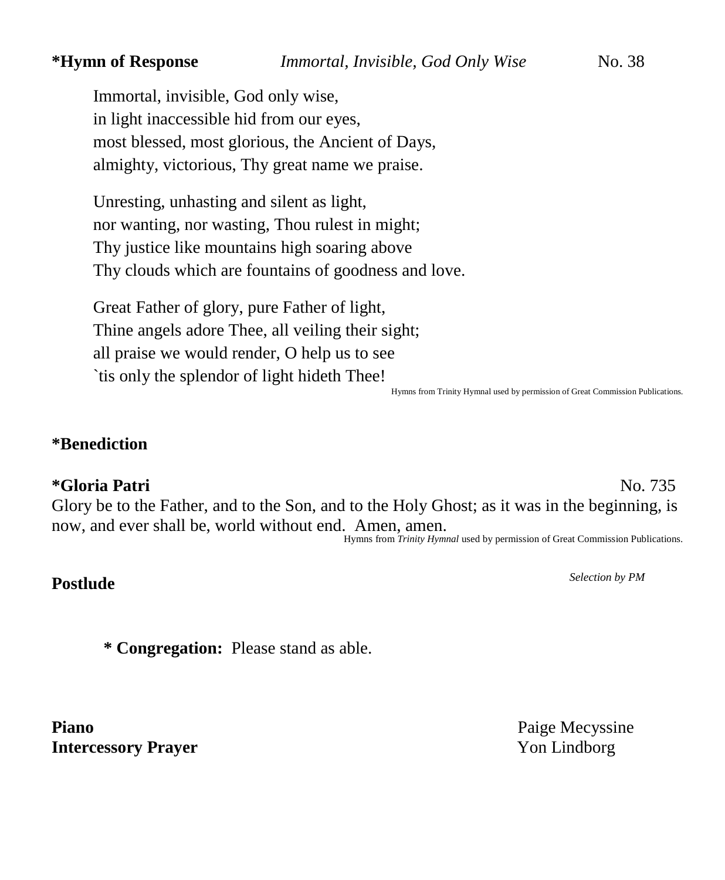**\*Hymn of Response** *Immortal, Invisible, God Only Wise* No. 38

Immortal, invisible, God only wise,
in light inaccessible hid from our eyes,
most blessed, most glorious, the Ancient of Days,
almighty, victorious, Thy great name we praise.

Unresting, unhasting and silent as light,
nor wanting, nor wasting, Thou rulest in might;
Thy justice like mountains high soaring above
Thy clouds which are fountains of goodness and love.

Great Father of glory, pure Father of light,
Thine angels adore Thee, all veiling their sight;
all praise we would render, O help us to see
`tis only the splendor of light hideth Thee!

Hymns from Trinity Hymnal used by permission of Great Commission Publications.

**\*Benediction**

**\*Gloria Patri** No. 735

Glory be to the Father, and to the Son, and to the Holy Ghost; as it was in the beginning, is now, and ever shall be, world without end. Amen, amen.

Hymns from *Trinity Hymnal* used by permission of Great Commission Publications.

**Postlude** *Selection by PM*

**\* Congregation:** Please stand as able.

**Piano** Paige Mecyssine
**Intercessory Prayer** Yon Lindborg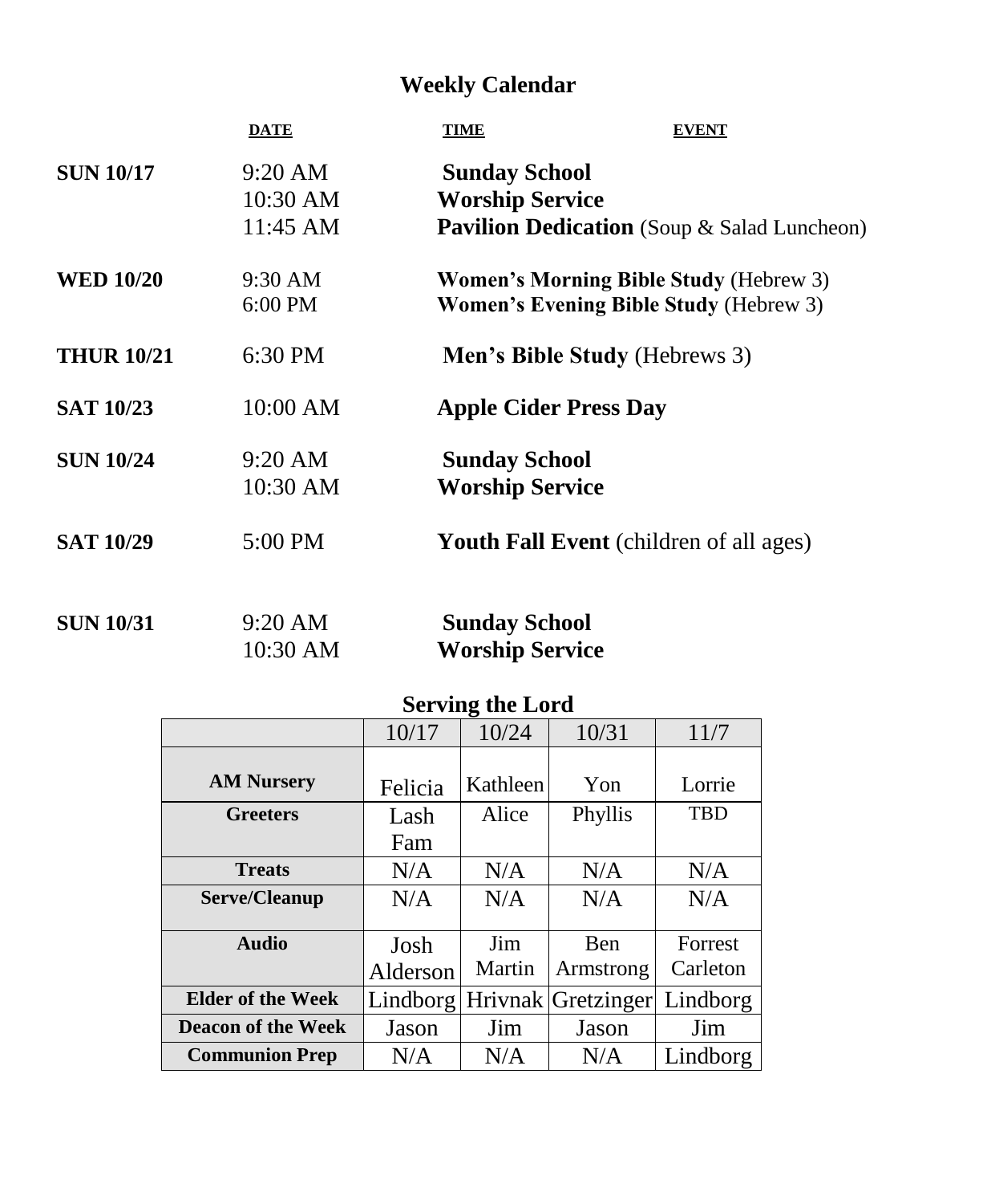# Weekly Calendar

| | DATE | TIME | EVENT |
|---|---|---|---|
| **SUN 10/17** | 9:20 AM | **Sunday School** | |
| | 10:30 AM | **Worship Service** | |
| | 11:45 AM | **Pavilion Dedication** (Soup & Salad Luncheon) | |
| **WED 10/20** | 9:30 AM | **Women's Morning Bible Study** (Hebrew 3) | |
| | 6:00 PM | **Women's Evening Bible Study** (Hebrew 3) | |
| **THUR 10/21** | 6:30 PM | **Men's Bible Study** (Hebrews 3) | |
| **SAT 10/23** | 10:00 AM | **Apple Cider Press Day** | |
| **SUN 10/24** | 9:20 AM | **Sunday School** | |
| | 10:30 AM | **Worship Service** | |
| **SAT 10/29** | 5:00 PM | **Youth Fall Event** (children of all ages) | |
| **SUN 10/31** | 9:20 AM | **Sunday School** | |
| | 10:30 AM | **Worship Service** | |

## Serving the Lord

| | 10/17 | 10/24 | 10/31 | 11/7 |
|---|---|---|---|---|
| **AM Nursery** | Felicia | Kathleen | Yon | Lorrie |
| **Greeters** | Lash Fam | Alice | Phyllis | TBD |
| **Treats** | N/A | N/A | N/A | N/A |
| **Serve/Cleanup** | N/A | N/A | N/A | N/A |
| **Audio** | Josh Alderson | Jim Martin | Ben Armstrong | Forrest Carleton |
| **Elder of the Week** | Lindborg | Hrivnak | Gretzinger | Lindborg |
| **Deacon of the Week** | Jason | Jim | Jason | Jim |
| **Communion Prep** | N/A | N/A | N/A | Lindborg |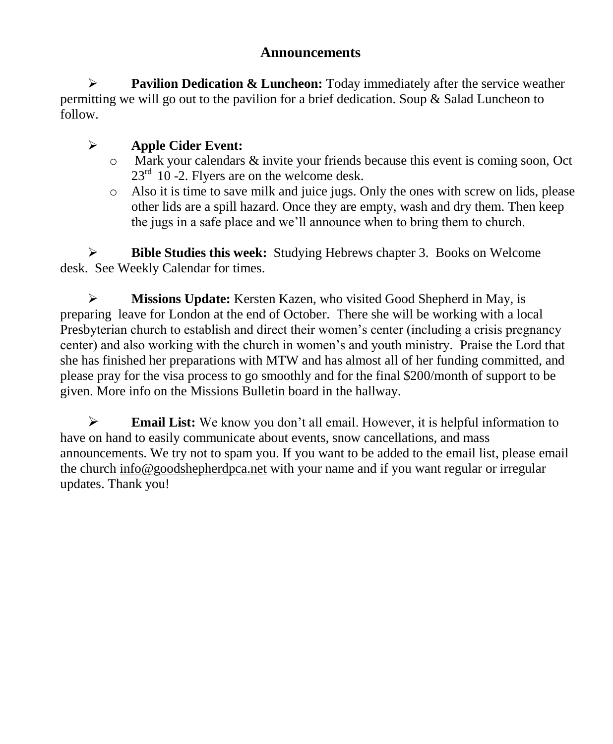## Announcements

- **Pavilion Dedication & Luncheon:** Today immediately after the service weather permitting we will go out to the pavilion for a brief dedication. Soup & Salad Luncheon to follow.

- **Apple Cider Event:**
  - Mark your calendars & invite your friends because this event is coming soon, Oct 23rd 10 -2. Flyers are on the welcome desk.
  - Also it is time to save milk and juice jugs. Only the ones with screw on lids, please other lids are a spill hazard. Once they are empty, wash and dry them. Then keep the jugs in a safe place and we'll announce when to bring them to church.

- **Bible Studies this week:** Studying Hebrews chapter 3. Books on Welcome desk. See Weekly Calendar for times.

- **Missions Update:** Kersten Kazen, who visited Good Shepherd in May, is preparing leave for London at the end of October. There she will be working with a local Presbyterian church to establish and direct their women's center (including a crisis pregnancy center) and also working with the church in women's and youth ministry. Praise the Lord that she has finished her preparations with MTW and has almost all of her funding committed, and please pray for the visa process to go smoothly and for the final $200/month of support to be given. More info on the Missions Bulletin board in the hallway.

- **Email List:** We know you don't all email. However, it is helpful information to have on hand to easily communicate about events, snow cancellations, and mass announcements. We try not to spam you. If you want to be added to the email list, please email the church info@goodshepherdpca.net with your name and if you want regular or irregular updates. Thank you!